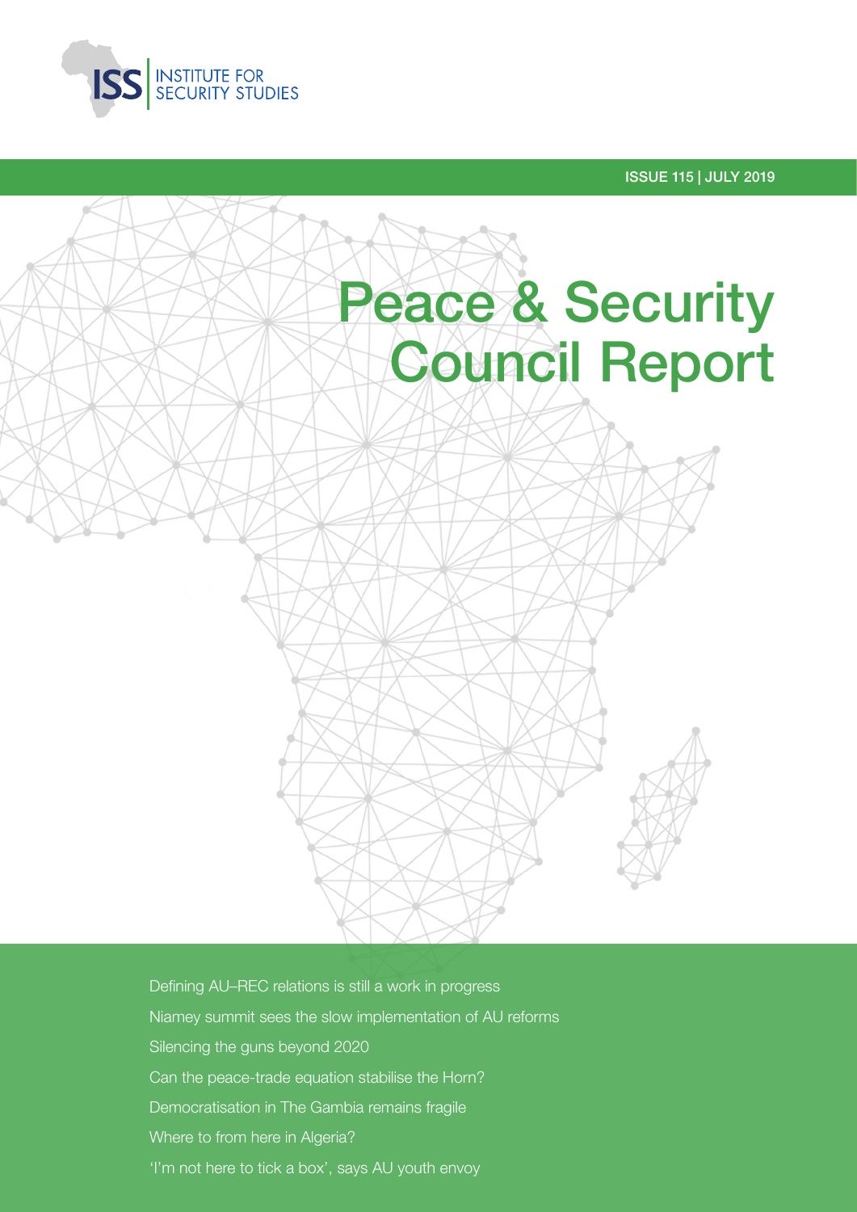INSTITUTE FOR SECURITY STUDIES

ISSUE 115 | JULY 2019

# Peace & Security Council Report

- Defining AU–REC relations is still a work in progress
- Niamey summit sees the slow implementation of AU reforms
- Silencing the guns beyond 2020
- Can the peace-trade equation stabilise the Horn?
- Democratisation in The Gambia remains fragile
- Where to from here in Algeria?
- 'I'm not here to tick a box', says AU youth envoy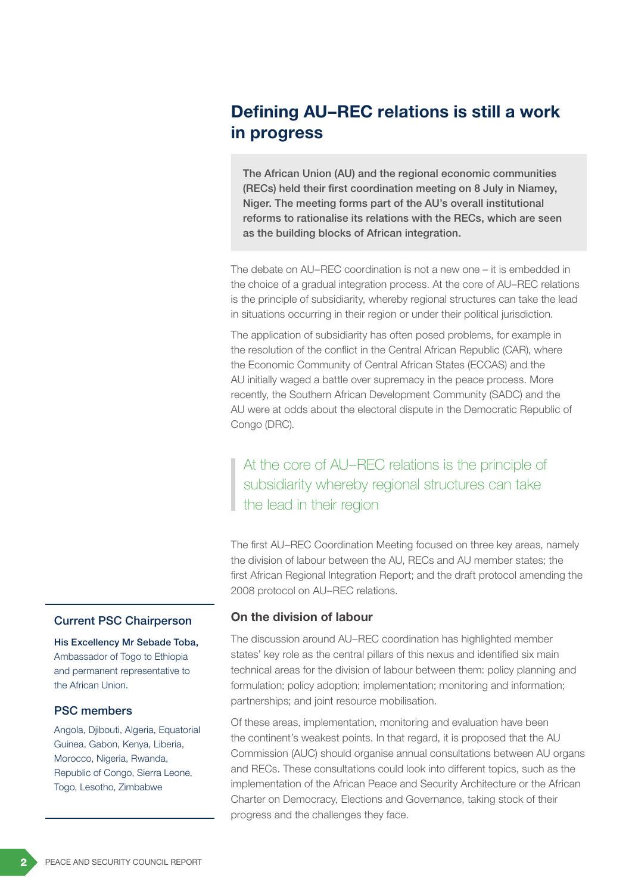# Defining AU–REC relations is still a work in progress

**The African Union (AU) and the regional economic communities (RECs) held their first coordination meeting on 8 July in Niamey, Niger. The meeting forms part of the AU's overall institutional reforms to rationalise its relations with the RECs, which are seen as the building blocks of African integration.**

The debate on AU–REC coordination is not a new one – it is embedded in the choice of a gradual integration process. At the core of AU–REC relations is the principle of subsidiarity, whereby regional structures can take the lead in situations occurring in their region or under their political jurisdiction.

The application of subsidiarity has often posed problems, for example in the resolution of the conflict in the Central African Republic (CAR), where the Economic Community of Central African States (ECCAS) and the AU initially waged a battle over supremacy in the peace process. More recently, the Southern African Development Community (SADC) and the AU were at odds about the electoral dispute in the Democratic Republic of Congo (DRC).

> At the core of AU–REC relations is the principle of subsidiarity whereby regional structures can take the lead in their region

The first AU–REC Coordination Meeting focused on three key areas, namely the division of labour between the AU, RECs and AU member states; the first African Regional Integration Report; and the draft protocol amending the 2008 protocol on AU–REC relations.

## On the division of labour

The discussion around AU–REC coordination has highlighted member states' key role as the central pillars of this nexus and identified six main technical areas for the division of labour between them: policy planning and formulation; policy adoption; implementation; monitoring and information; partnerships; and joint resource mobilisation.

Of these areas, implementation, monitoring and evaluation have been the continent's weakest points. In that regard, it is proposed that the AU Commission (AUC) should organise annual consultations between AU organs and RECs. These consultations could look into different topics, such as the implementation of the African Peace and Security Architecture or the African Charter on Democracy, Elections and Governance, taking stock of their progress and the challenges they face.

### Current PSC Chairperson

**His Excellency Mr Sebade Toba,** Ambassador of Togo to Ethiopia and permanent representative to the African Union.

### PSC members

Angola, Djibouti, Algeria, Equatorial Guinea, Gabon, Kenya, Liberia, Morocco, Nigeria, Rwanda, Republic of Congo, Sierra Leone, Togo, Lesotho, Zimbabwe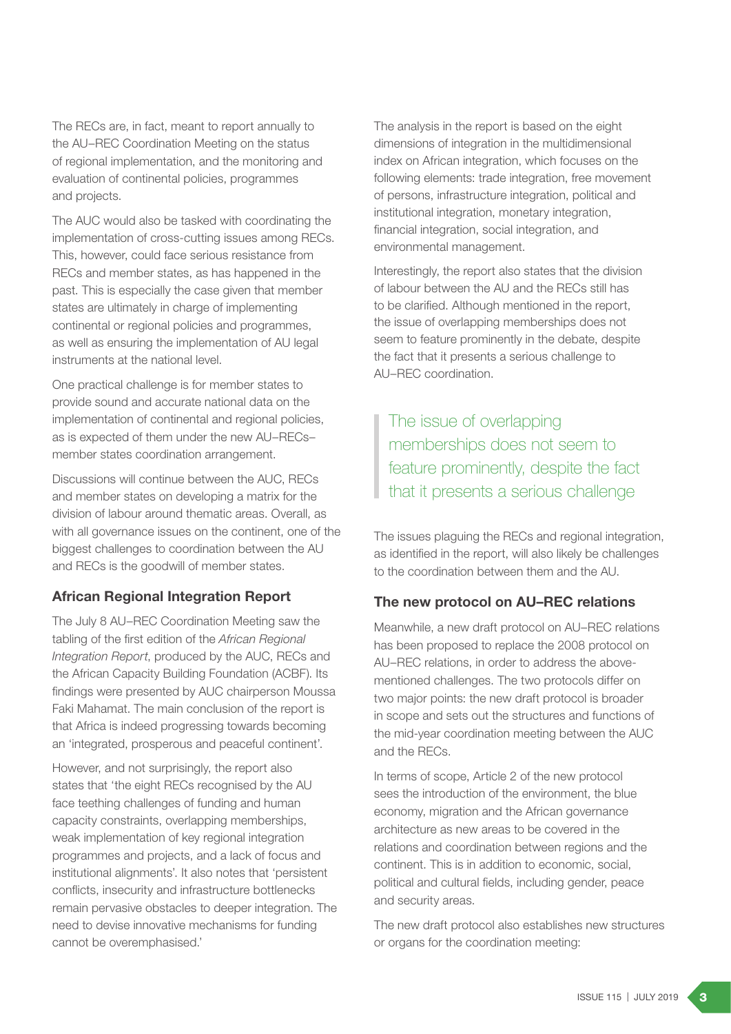The RECs are, in fact, meant to report annually to the AU–REC Coordination Meeting on the status of regional implementation, and the monitoring and evaluation of continental policies, programmes and projects.

The AUC would also be tasked with coordinating the implementation of cross-cutting issues among RECs. This, however, could face serious resistance from RECs and member states, as has happened in the past. This is especially the case given that member states are ultimately in charge of implementing continental or regional policies and programmes, as well as ensuring the implementation of AU legal instruments at the national level.

One practical challenge is for member states to provide sound and accurate national data on the implementation of continental and regional policies, as is expected of them under the new AU–RECs–member states coordination arrangement.

Discussions will continue between the AUC, RECs and member states on developing a matrix for the division of labour around thematic areas. Overall, as with all governance issues on the continent, one of the biggest challenges to coordination between the AU and RECs is the goodwill of member states.

### African Regional Integration Report

The July 8 AU–REC Coordination Meeting saw the tabling of the first edition of the *African Regional Integration Report*, produced by the AUC, RECs and the African Capacity Building Foundation (ACBF). Its findings were presented by AUC chairperson Moussa Faki Mahamat. The main conclusion of the report is that Africa is indeed progressing towards becoming an 'integrated, prosperous and peaceful continent'.

However, and not surprisingly, the report also states that 'the eight RECs recognised by the AU face teething challenges of funding and human capacity constraints, overlapping memberships, weak implementation of key regional integration programmes and projects, and a lack of focus and institutional alignments'. It also notes that 'persistent conflicts, insecurity and infrastructure bottlenecks remain pervasive obstacles to deeper integration. The need to devise innovative mechanisms for funding cannot be overemphasised.'

The analysis in the report is based on the eight dimensions of integration in the multidimensional index on African integration, which focuses on the following elements: trade integration, free movement of persons, infrastructure integration, political and institutional integration, monetary integration, financial integration, social integration, and environmental management.

Interestingly, the report also states that the division of labour between the AU and the RECs still has to be clarified. Although mentioned in the report, the issue of overlapping memberships does not seem to feature prominently in the debate, despite the fact that it presents a serious challenge to AU–REC coordination.

> The issue of overlapping memberships does not seem to feature prominently, despite the fact that it presents a serious challenge

The issues plaguing the RECs and regional integration, as identified in the report, will also likely be challenges to the coordination between them and the AU.

### The new protocol on AU–REC relations

Meanwhile, a new draft protocol on AU–REC relations has been proposed to replace the 2008 protocol on AU–REC relations, in order to address the above-mentioned challenges. The two protocols differ on two major points: the new draft protocol is broader in scope and sets out the structures and functions of the mid-year coordination meeting between the AUC and the RECs.

In terms of scope, Article 2 of the new protocol sees the introduction of the environment, the blue economy, migration and the African governance architecture as new areas to be covered in the relations and coordination between regions and the continent. This is in addition to economic, social, political and cultural fields, including gender, peace and security areas.

The new draft protocol also establishes new structures or organs for the coordination meeting: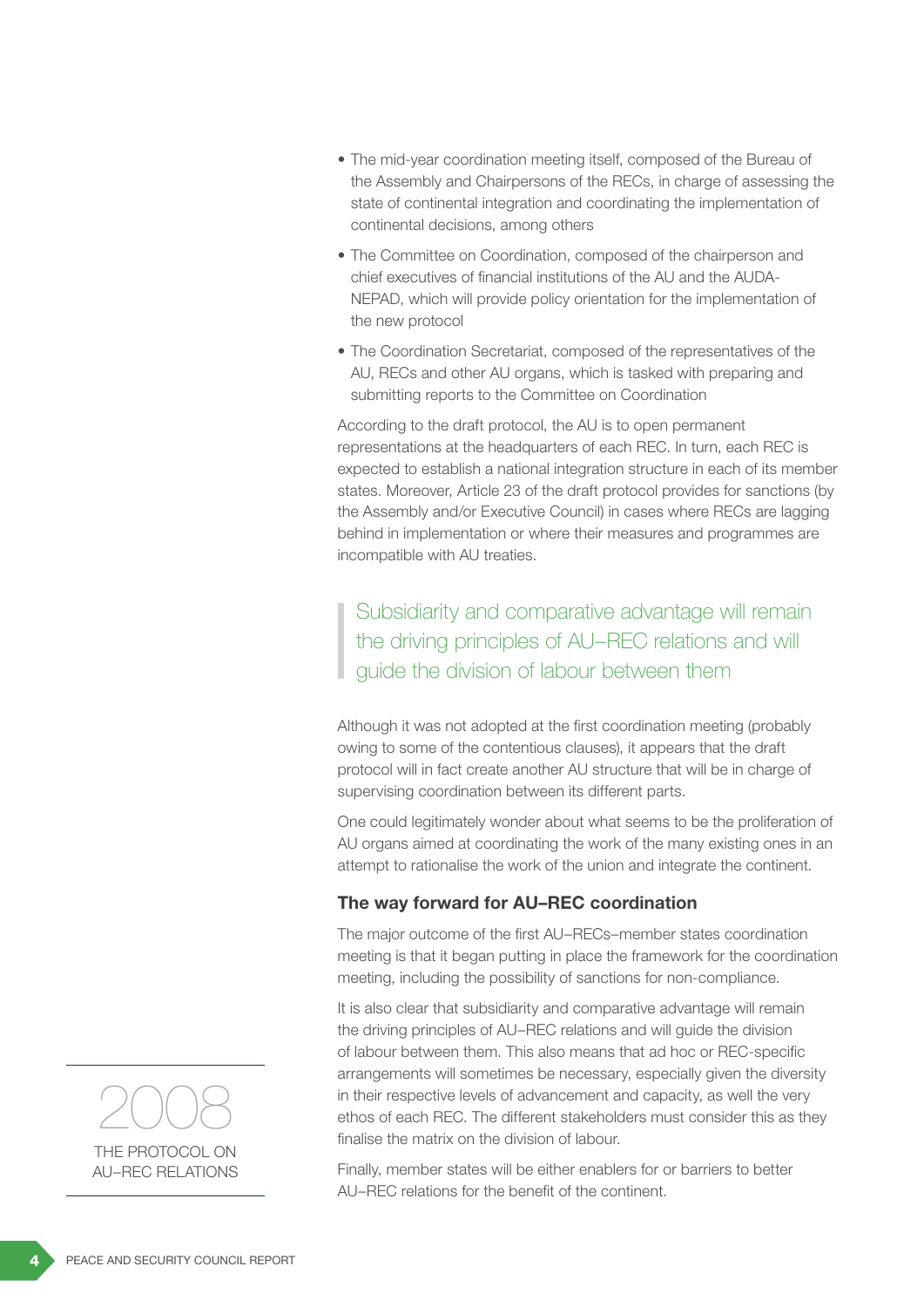- The mid-year coordination meeting itself, composed of the Bureau of the Assembly and Chairpersons of the RECs, in charge of assessing the state of continental integration and coordinating the implementation of continental decisions, among others
- The Committee on Coordination, composed of the chairperson and chief executives of financial institutions of the AU and the AUDA-NEPAD, which will provide policy orientation for the implementation of the new protocol
- The Coordination Secretariat, composed of the representatives of the AU, RECs and other AU organs, which is tasked with preparing and submitting reports to the Committee on Coordination

According to the draft protocol, the AU is to open permanent representations at the headquarters of each REC. In turn, each REC is expected to establish a national integration structure in each of its member states. Moreover, Article 23 of the draft protocol provides for sanctions (by the Assembly and/or Executive Council) in cases where RECs are lagging behind in implementation or where their measures and programmes are incompatible with AU treaties.

> Subsidiarity and comparative advantage will remain the driving principles of AU–REC relations and will guide the division of labour between them

Although it was not adopted at the first coordination meeting (probably owing to some of the contentious clauses), it appears that the draft protocol will in fact create another AU structure that will be in charge of supervising coordination between its different parts.

One could legitimately wonder about what seems to be the proliferation of AU organs aimed at coordinating the work of the many existing ones in an attempt to rationalise the work of the union and integrate the continent.

### The way forward for AU–REC coordination

The major outcome of the first AU–RECs–member states coordination meeting is that it began putting in place the framework for the coordination meeting, including the possibility of sanctions for non-compliance.

It is also clear that subsidiarity and comparative advantage will remain the driving principles of AU–REC relations and will guide the division of labour between them. This also means that ad hoc or REC-specific arrangements will sometimes be necessary, especially given the diversity in their respective levels of advancement and capacity, as well the very ethos of each REC. The different stakeholders must consider this as they finalise the matrix on the division of labour.

Finally, member states will be either enablers for or barriers to better AU–REC relations for the benefit of the continent.

**2008**
THE PROTOCOL ON AU–REC RELATIONS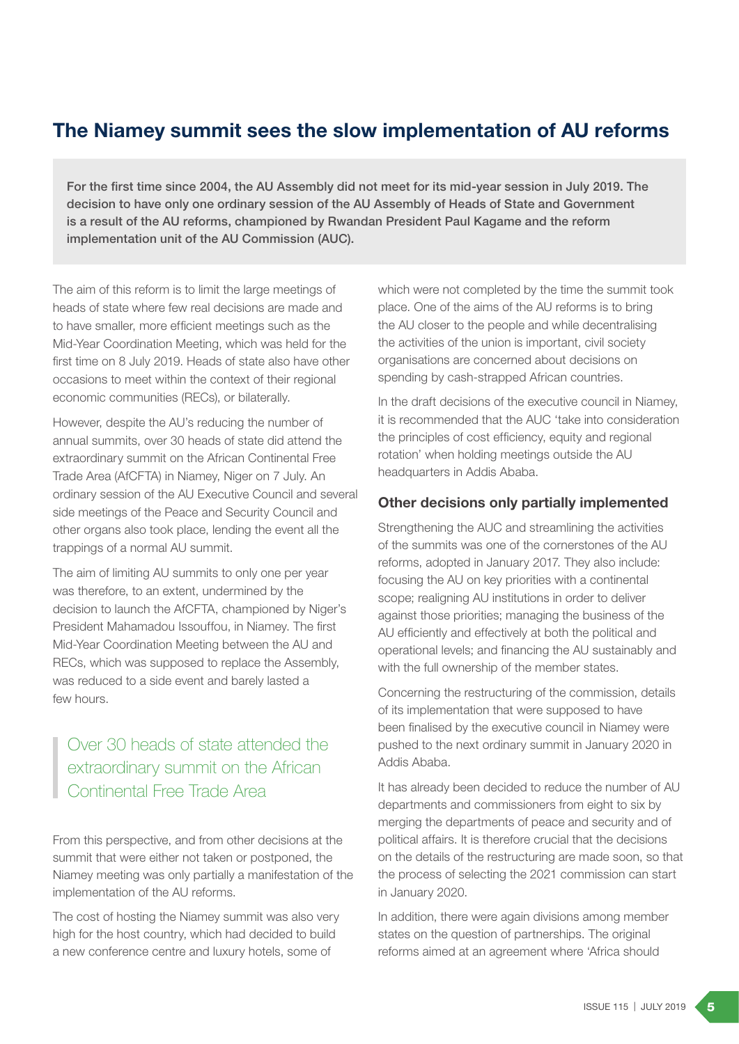## The Niamey summit sees the slow implementation of AU reforms

**For the first time since 2004, the AU Assembly did not meet for its mid-year session in July 2019. The decision to have only one ordinary session of the AU Assembly of Heads of State and Government is a result of the AU reforms, championed by Rwandan President Paul Kagame and the reform implementation unit of the AU Commission (AUC).**

The aim of this reform is to limit the large meetings of heads of state where few real decisions are made and to have smaller, more efficient meetings such as the Mid-Year Coordination Meeting, which was held for the first time on 8 July 2019. Heads of state also have other occasions to meet within the context of their regional economic communities (RECs), or bilaterally.

However, despite the AU's reducing the number of annual summits, over 30 heads of state did attend the extraordinary summit on the African Continental Free Trade Area (AfCFTA) in Niamey, Niger on 7 July. An ordinary session of the AU Executive Council and several side meetings of the Peace and Security Council and other organs also took place, lending the event all the trappings of a normal AU summit.

The aim of limiting AU summits to only one per year was therefore, to an extent, undermined by the decision to launch the AfCFTA, championed by Niger's President Mahamadou Issouffou, in Niamey. The first Mid-Year Coordination Meeting between the AU and RECs, which was supposed to replace the Assembly, was reduced to a side event and barely lasted a few hours.

> Over 30 heads of state attended the extraordinary summit on the African Continental Free Trade Area

From this perspective, and from other decisions at the summit that were either not taken or postponed, the Niamey meeting was only partially a manifestation of the implementation of the AU reforms.

The cost of hosting the Niamey summit was also very high for the host country, which had decided to build a new conference centre and luxury hotels, some of which were not completed by the time the summit took place. One of the aims of the AU reforms is to bring the AU closer to the people and while decentralising the activities of the union is important, civil society organisations are concerned about decisions on spending by cash-strapped African countries.

In the draft decisions of the executive council in Niamey, it is recommended that the AUC 'take into consideration the principles of cost efficiency, equity and regional rotation' when holding meetings outside the AU headquarters in Addis Ababa.

### Other decisions only partially implemented

Strengthening the AUC and streamlining the activities of the summits was one of the cornerstones of the AU reforms, adopted in January 2017. They also include: focusing the AU on key priorities with a continental scope; realigning AU institutions in order to deliver against those priorities; managing the business of the AU efficiently and effectively at both the political and operational levels; and financing the AU sustainably and with the full ownership of the member states.

Concerning the restructuring of the commission, details of its implementation that were supposed to have been finalised by the executive council in Niamey were pushed to the next ordinary summit in January 2020 in Addis Ababa.

It has already been decided to reduce the number of AU departments and commissioners from eight to six by merging the departments of peace and security and of political affairs. It is therefore crucial that the decisions on the details of the restructuring are made soon, so that the process of selecting the 2021 commission can start in January 2020.

In addition, there were again divisions among member states on the question of partnerships. The original reforms aimed at an agreement where 'Africa should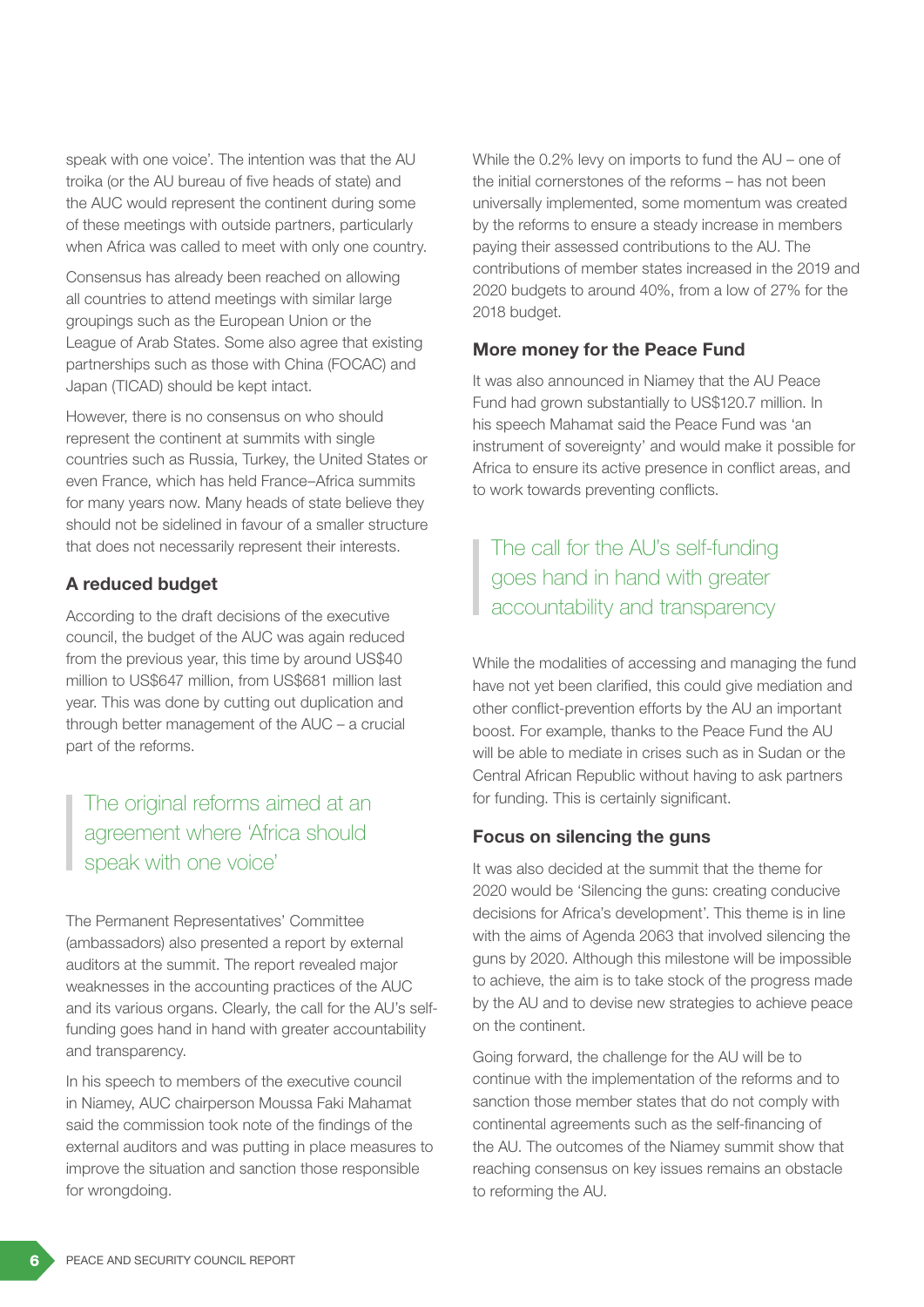speak with one voice'. The intention was that the AU troika (or the AU bureau of five heads of state) and the AUC would represent the continent during some of these meetings with outside partners, particularly when Africa was called to meet with only one country.

Consensus has already been reached on allowing all countries to attend meetings with similar large groupings such as the European Union or the League of Arab States. Some also agree that existing partnerships such as those with China (FOCAC) and Japan (TICAD) should be kept intact.

However, there is no consensus on who should represent the continent at summits with single countries such as Russia, Turkey, the United States or even France, which has held France–Africa summits for many years now. Many heads of state believe they should not be sidelined in favour of a smaller structure that does not necessarily represent their interests.

### A reduced budget

According to the draft decisions of the executive council, the budget of the AUC was again reduced from the previous year, this time by around US$40 million to US$647 million, from US$681 million last year. This was done by cutting out duplication and through better management of the AUC – a crucial part of the reforms.

> The original reforms aimed at an agreement where 'Africa should speak with one voice'

The Permanent Representatives' Committee (ambassadors) also presented a report by external auditors at the summit. The report revealed major weaknesses in the accounting practices of the AUC and its various organs. Clearly, the call for the AU's self-funding goes hand in hand with greater accountability and transparency.

In his speech to members of the executive council in Niamey, AUC chairperson Moussa Faki Mahamat said the commission took note of the findings of the external auditors and was putting in place measures to improve the situation and sanction those responsible for wrongdoing.

While the 0.2% levy on imports to fund the AU – one of the initial cornerstones of the reforms – has not been universally implemented, some momentum was created by the reforms to ensure a steady increase in members paying their assessed contributions to the AU. The contributions of member states increased in the 2019 and 2020 budgets to around 40%, from a low of 27% for the 2018 budget.

### More money for the Peace Fund

It was also announced in Niamey that the AU Peace Fund had grown substantially to US$120.7 million. In his speech Mahamat said the Peace Fund was 'an instrument of sovereignty' and would make it possible for Africa to ensure its active presence in conflict areas, and to work towards preventing conflicts.

> The call for the AU's self-funding goes hand in hand with greater accountability and transparency

While the modalities of accessing and managing the fund have not yet been clarified, this could give mediation and other conflict-prevention efforts by the AU an important boost. For example, thanks to the Peace Fund the AU will be able to mediate in crises such as in Sudan or the Central African Republic without having to ask partners for funding. This is certainly significant.

### Focus on silencing the guns

It was also decided at the summit that the theme for 2020 would be 'Silencing the guns: creating conducive decisions for Africa's development'. This theme is in line with the aims of Agenda 2063 that involved silencing the guns by 2020. Although this milestone will be impossible to achieve, the aim is to take stock of the progress made by the AU and to devise new strategies to achieve peace on the continent.

Going forward, the challenge for the AU will be to continue with the implementation of the reforms and to sanction those member states that do not comply with continental agreements such as the self-financing of the AU. The outcomes of the Niamey summit show that reaching consensus on key issues remains an obstacle to reforming the AU.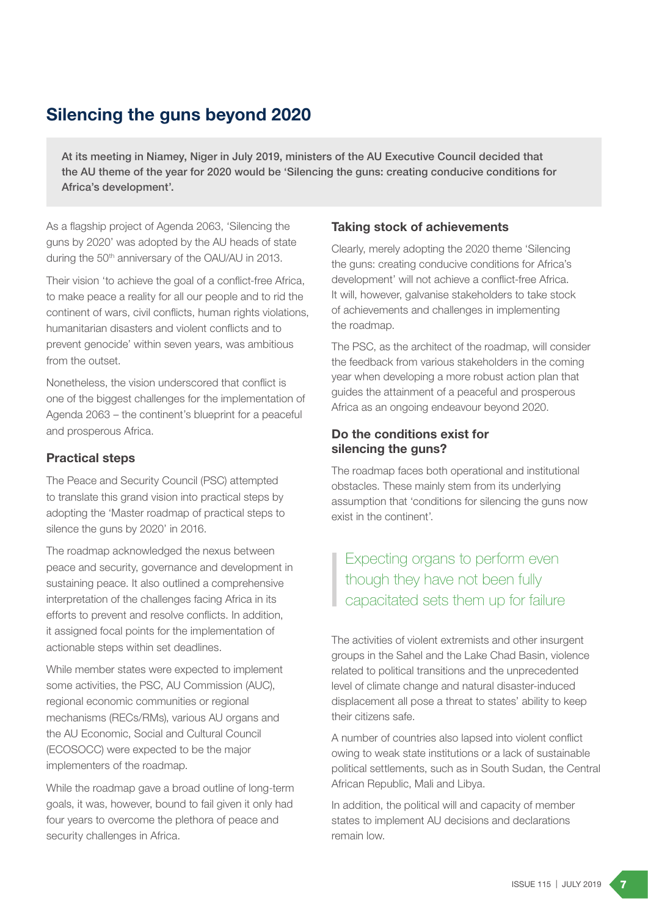## Silencing the guns beyond 2020

**At its meeting in Niamey, Niger in July 2019, ministers of the AU Executive Council decided that the AU theme of the year for 2020 would be 'Silencing the guns: creating conducive conditions for Africa's development'.**

As a flagship project of Agenda 2063, 'Silencing the guns by 2020' was adopted by the AU heads of state during the 50th anniversary of the OAU/AU in 2013.

Their vision 'to achieve the goal of a conflict-free Africa, to make peace a reality for all our people and to rid the continent of wars, civil conflicts, human rights violations, humanitarian disasters and violent conflicts and to prevent genocide' within seven years, was ambitious from the outset.

Nonetheless, the vision underscored that conflict is one of the biggest challenges for the implementation of Agenda 2063 – the continent's blueprint for a peaceful and prosperous Africa.

### Practical steps

The Peace and Security Council (PSC) attempted to translate this grand vision into practical steps by adopting the 'Master roadmap of practical steps to silence the guns by 2020' in 2016.

The roadmap acknowledged the nexus between peace and security, governance and development in sustaining peace. It also outlined a comprehensive interpretation of the challenges facing Africa in its efforts to prevent and resolve conflicts. In addition, it assigned focal points for the implementation of actionable steps within set deadlines.

While member states were expected to implement some activities, the PSC, AU Commission (AUC), regional economic communities or regional mechanisms (RECs/RMs), various AU organs and the AU Economic, Social and Cultural Council (ECOSOCC) were expected to be the major implementers of the roadmap.

While the roadmap gave a broad outline of long-term goals, it was, however, bound to fail given it only had four years to overcome the plethora of peace and security challenges in Africa.

### Taking stock of achievements

Clearly, merely adopting the 2020 theme 'Silencing the guns: creating conducive conditions for Africa's development' will not achieve a conflict-free Africa. It will, however, galvanise stakeholders to take stock of achievements and challenges in implementing the roadmap.

The PSC, as the architect of the roadmap, will consider the feedback from various stakeholders in the coming year when developing a more robust action plan that guides the attainment of a peaceful and prosperous Africa as an ongoing endeavour beyond 2020.

### Do the conditions exist for silencing the guns?

The roadmap faces both operational and institutional obstacles. These mainly stem from its underlying assumption that 'conditions for silencing the guns now exist in the continent'.

> Expecting organs to perform even though they have not been fully capacitated sets them up for failure

The activities of violent extremists and other insurgent groups in the Sahel and the Lake Chad Basin, violence related to political transitions and the unprecedented level of climate change and natural disaster-induced displacement all pose a threat to states' ability to keep their citizens safe.

A number of countries also lapsed into violent conflict owing to weak state institutions or a lack of sustainable political settlements, such as in South Sudan, the Central African Republic, Mali and Libya.

In addition, the political will and capacity of member states to implement AU decisions and declarations remain low.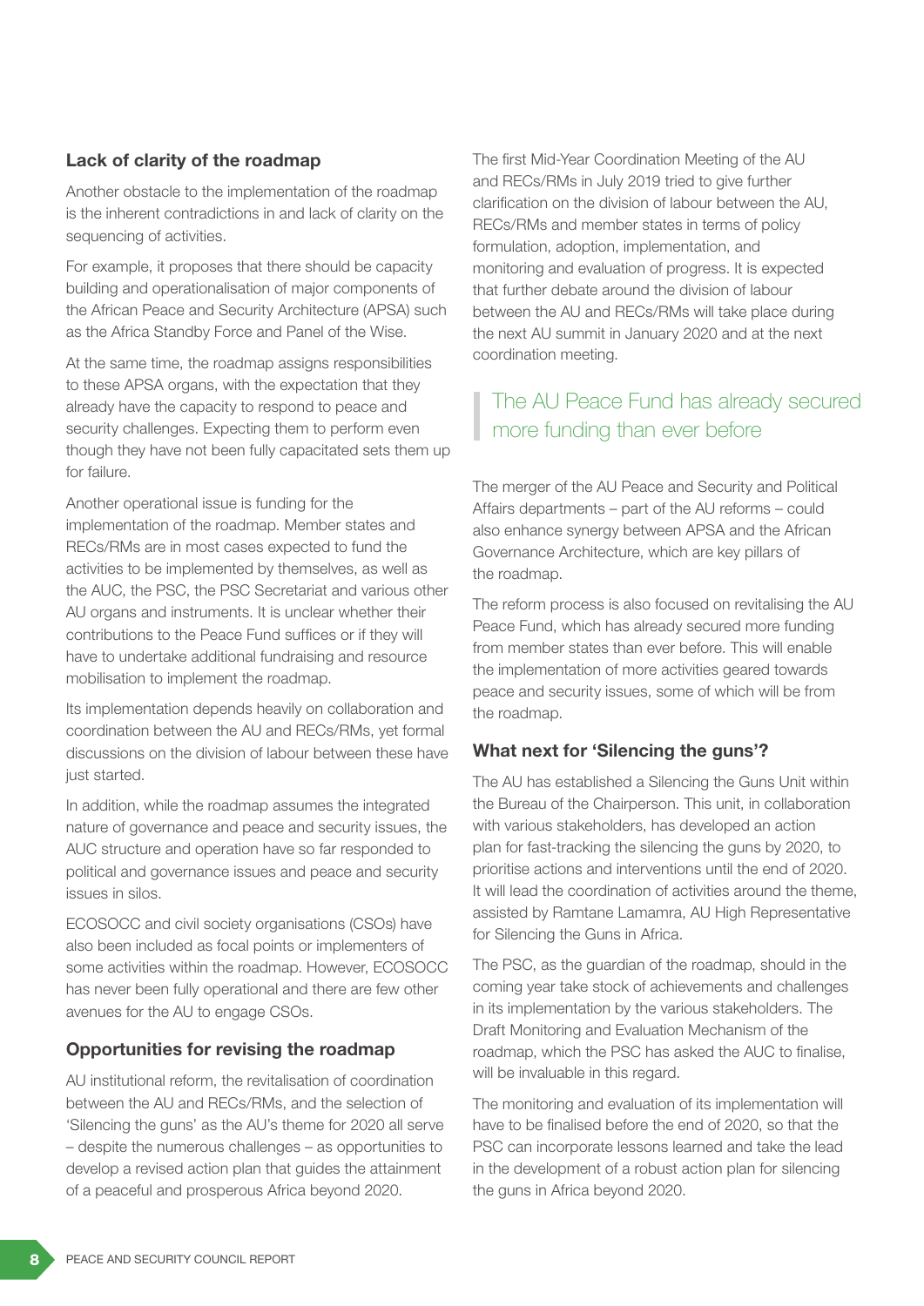### Lack of clarity of the roadmap

Another obstacle to the implementation of the roadmap is the inherent contradictions in and lack of clarity on the sequencing of activities.

For example, it proposes that there should be capacity building and operationalisation of major components of the African Peace and Security Architecture (APSA) such as the Africa Standby Force and Panel of the Wise.

At the same time, the roadmap assigns responsibilities to these APSA organs, with the expectation that they already have the capacity to respond to peace and security challenges. Expecting them to perform even though they have not been fully capacitated sets them up for failure.

Another operational issue is funding for the implementation of the roadmap. Member states and RECs/RMs are in most cases expected to fund the activities to be implemented by themselves, as well as the AUC, the PSC, the PSC Secretariat and various other AU organs and instruments. It is unclear whether their contributions to the Peace Fund suffices or if they will have to undertake additional fundraising and resource mobilisation to implement the roadmap.

Its implementation depends heavily on collaboration and coordination between the AU and RECs/RMs, yet formal discussions on the division of labour between these have just started.

In addition, while the roadmap assumes the integrated nature of governance and peace and security issues, the AUC structure and operation have so far responded to political and governance issues and peace and security issues in silos.

ECOSOCC and civil society organisations (CSOs) have also been included as focal points or implementers of some activities within the roadmap. However, ECOSOCC has never been fully operational and there are few other avenues for the AU to engage CSOs.

### Opportunities for revising the roadmap

AU institutional reform, the revitalisation of coordination between the AU and RECs/RMs, and the selection of 'Silencing the guns' as the AU's theme for 2020 all serve – despite the numerous challenges – as opportunities to develop a revised action plan that guides the attainment of a peaceful and prosperous Africa beyond 2020.

The first Mid-Year Coordination Meeting of the AU and RECs/RMs in July 2019 tried to give further clarification on the division of labour between the AU, RECs/RMs and member states in terms of policy formulation, adoption, implementation, and monitoring and evaluation of progress. It is expected that further debate around the division of labour between the AU and RECs/RMs will take place during the next AU summit in January 2020 and at the next coordination meeting.

> The AU Peace Fund has already secured more funding than ever before

The merger of the AU Peace and Security and Political Affairs departments – part of the AU reforms – could also enhance synergy between APSA and the African Governance Architecture, which are key pillars of the roadmap.

The reform process is also focused on revitalising the AU Peace Fund, which has already secured more funding from member states than ever before. This will enable the implementation of more activities geared towards peace and security issues, some of which will be from the roadmap.

### What next for 'Silencing the guns'?

The AU has established a Silencing the Guns Unit within the Bureau of the Chairperson. This unit, in collaboration with various stakeholders, has developed an action plan for fast-tracking the silencing the guns by 2020, to prioritise actions and interventions until the end of 2020. It will lead the coordination of activities around the theme, assisted by Ramtane Lamamra, AU High Representative for Silencing the Guns in Africa.

The PSC, as the guardian of the roadmap, should in the coming year take stock of achievements and challenges in its implementation by the various stakeholders. The Draft Monitoring and Evaluation Mechanism of the roadmap, which the PSC has asked the AUC to finalise, will be invaluable in this regard.

The monitoring and evaluation of its implementation will have to be finalised before the end of 2020, so that the PSC can incorporate lessons learned and take the lead in the development of a robust action plan for silencing the guns in Africa beyond 2020.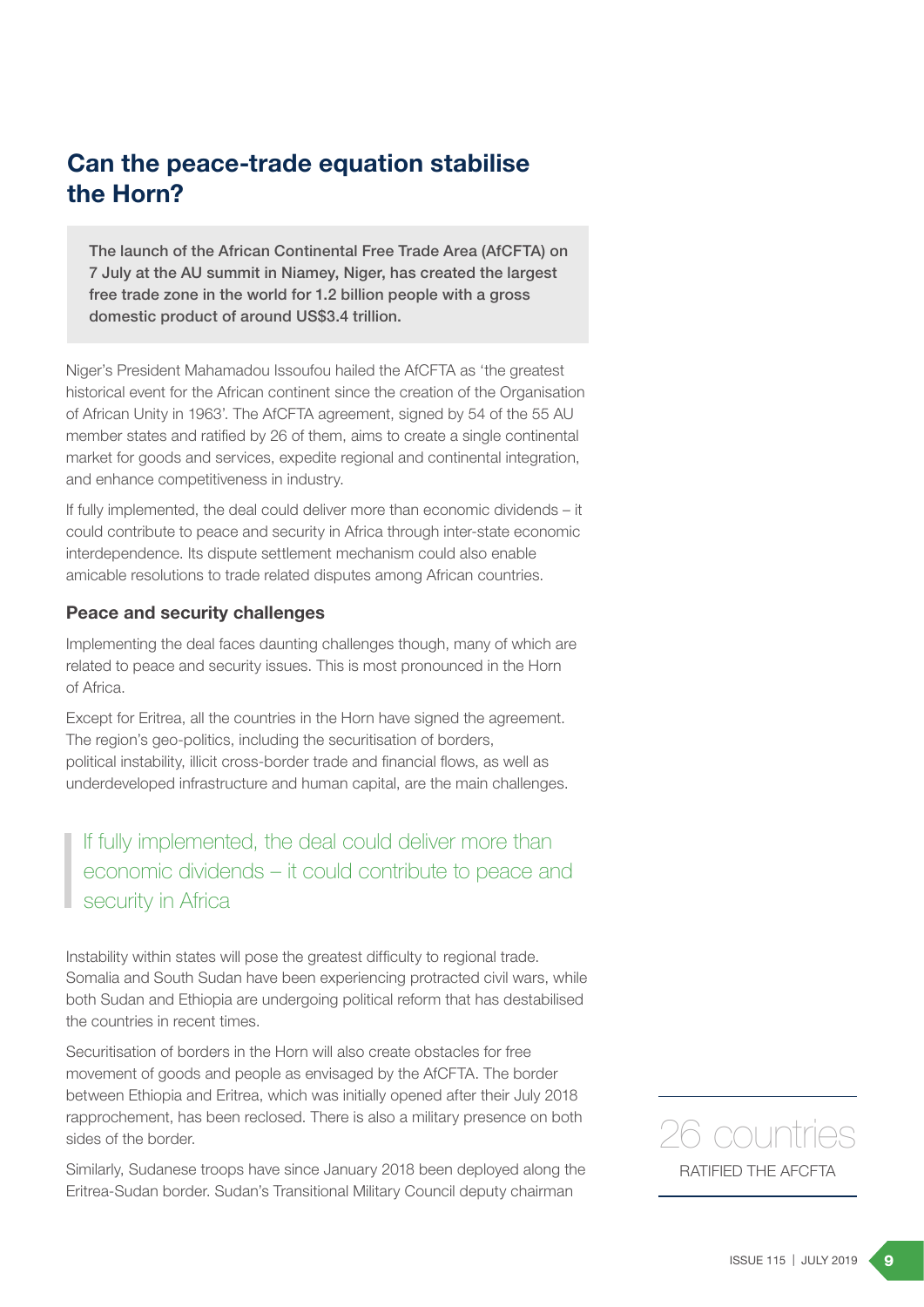## Can the peace-trade equation stabilise the Horn?

**The launch of the African Continental Free Trade Area (AfCFTA) on 7 July at the AU summit in Niamey, Niger, has created the largest free trade zone in the world for 1.2 billion people with a gross domestic product of around US$3.4 trillion.**

Niger's President Mahamadou Issoufou hailed the AfCFTA as 'the greatest historical event for the African continent since the creation of the Organisation of African Unity in 1963'. The AfCFTA agreement, signed by 54 of the 55 AU member states and ratified by 26 of them, aims to create a single continental market for goods and services, expedite regional and continental integration, and enhance competitiveness in industry.

If fully implemented, the deal could deliver more than economic dividends – it could contribute to peace and security in Africa through inter-state economic interdependence. Its dispute settlement mechanism could also enable amicable resolutions to trade related disputes among African countries.

### Peace and security challenges

Implementing the deal faces daunting challenges though, many of which are related to peace and security issues. This is most pronounced in the Horn of Africa.

Except for Eritrea, all the countries in the Horn have signed the agreement. The region's geo-politics, including the securitisation of borders, political instability, illicit cross-border trade and financial flows, as well as underdeveloped infrastructure and human capital, are the main challenges.

> If fully implemented, the deal could deliver more than economic dividends – it could contribute to peace and security in Africa

Instability within states will pose the greatest difficulty to regional trade. Somalia and South Sudan have been experiencing protracted civil wars, while both Sudan and Ethiopia are undergoing political reform that has destabilised the countries in recent times.

Securitisation of borders in the Horn will also create obstacles for free movement of goods and people as envisaged by the AfCFTA. The border between Ethiopia and Eritrea, which was initially opened after their July 2018 rapprochement, has been reclosed. There is also a military presence on both sides of the border.

Similarly, Sudanese troops have since January 2018 been deployed along the Eritrea-Sudan border. Sudan's Transitional Military Council deputy chairman

26 countries

RATIFIED THE AFCFTA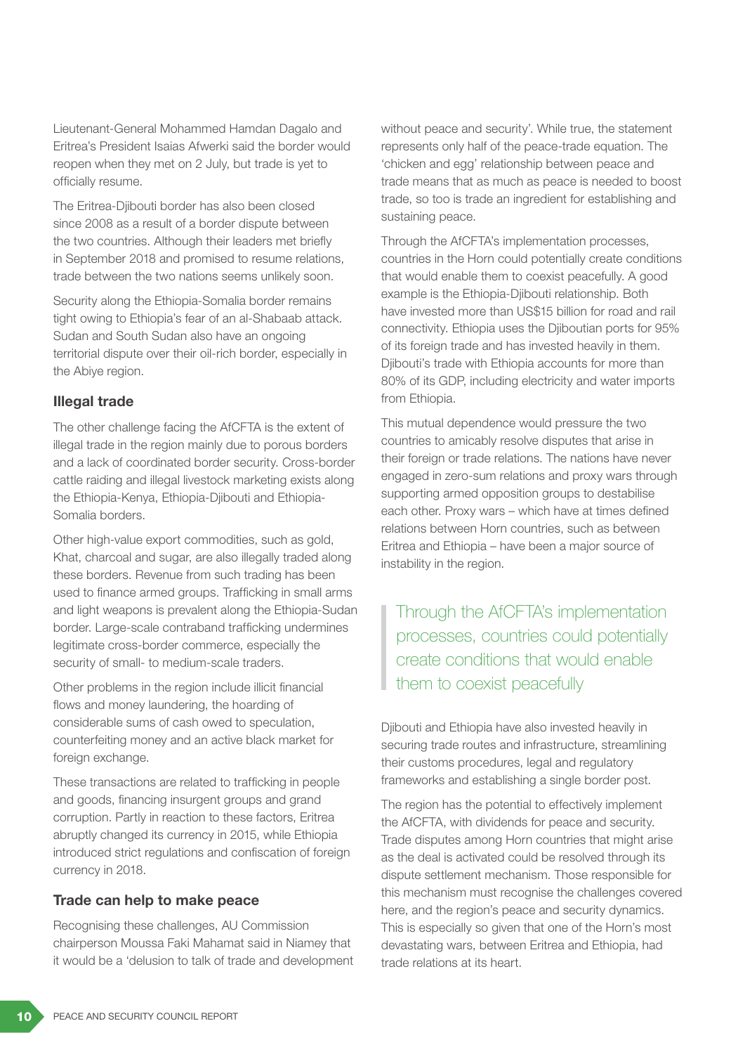Lieutenant-General Mohammed Hamdan Dagalo and Eritrea's President Isaias Afwerki said the border would reopen when they met on 2 July, but trade is yet to officially resume.

The Eritrea-Djibouti border has also been closed since 2008 as a result of a border dispute between the two countries. Although their leaders met briefly in September 2018 and promised to resume relations, trade between the two nations seems unlikely soon.

Security along the Ethiopia-Somalia border remains tight owing to Ethiopia's fear of an al-Shabaab attack. Sudan and South Sudan also have an ongoing territorial dispute over their oil-rich border, especially in the Abiye region.

### Illegal trade

The other challenge facing the AfCFTA is the extent of illegal trade in the region mainly due to porous borders and a lack of coordinated border security. Cross-border cattle raiding and illegal livestock marketing exists along the Ethiopia-Kenya, Ethiopia-Djibouti and Ethiopia-Somalia borders.

Other high-value export commodities, such as gold, Khat, charcoal and sugar, are also illegally traded along these borders. Revenue from such trading has been used to finance armed groups. Trafficking in small arms and light weapons is prevalent along the Ethiopia-Sudan border. Large-scale contraband trafficking undermines legitimate cross-border commerce, especially the security of small- to medium-scale traders.

Other problems in the region include illicit financial flows and money laundering, the hoarding of considerable sums of cash owed to speculation, counterfeiting money and an active black market for foreign exchange.

These transactions are related to trafficking in people and goods, financing insurgent groups and grand corruption. Partly in reaction to these factors, Eritrea abruptly changed its currency in 2015, while Ethiopia introduced strict regulations and confiscation of foreign currency in 2018.

### Trade can help to make peace

Recognising these challenges, AU Commission chairperson Moussa Faki Mahamat said in Niamey that it would be a 'delusion to talk of trade and development without peace and security'. While true, the statement represents only half of the peace-trade equation. The 'chicken and egg' relationship between peace and trade means that as much as peace is needed to boost trade, so too is trade an ingredient for establishing and sustaining peace.

Through the AfCFTA's implementation processes, countries in the Horn could potentially create conditions that would enable them to coexist peacefully. A good example is the Ethiopia-Djibouti relationship. Both have invested more than US$15 billion for road and rail connectivity. Ethiopia uses the Djiboutian ports for 95% of its foreign trade and has invested heavily in them. Djibouti's trade with Ethiopia accounts for more than 80% of its GDP, including electricity and water imports from Ethiopia.

This mutual dependence would pressure the two countries to amicably resolve disputes that arise in their foreign or trade relations. The nations have never engaged in zero-sum relations and proxy wars through supporting armed opposition groups to destabilise each other. Proxy wars – which have at times defined relations between Horn countries, such as between Eritrea and Ethiopia – have been a major source of instability in the region.

> Through the AfCFTA's implementation processes, countries could potentially create conditions that would enable them to coexist peacefully

Djibouti and Ethiopia have also invested heavily in securing trade routes and infrastructure, streamlining their customs procedures, legal and regulatory frameworks and establishing a single border post.

The region has the potential to effectively implement the AfCFTA, with dividends for peace and security. Trade disputes among Horn countries that might arise as the deal is activated could be resolved through its dispute settlement mechanism. Those responsible for this mechanism must recognise the challenges covered here, and the region's peace and security dynamics. This is especially so given that one of the Horn's most devastating wars, between Eritrea and Ethiopia, had trade relations at its heart.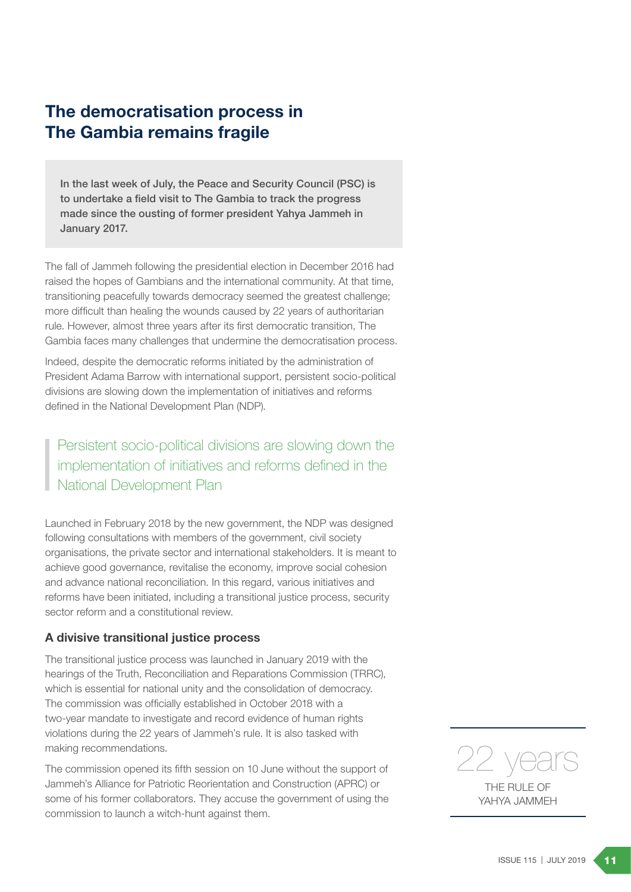## The democratisation process in The Gambia remains fragile

**In the last week of July, the Peace and Security Council (PSC) is to undertake a field visit to The Gambia to track the progress made since the ousting of former president Yahya Jammeh in January 2017.**

The fall of Jammeh following the presidential election in December 2016 had raised the hopes of Gambians and the international community. At that time, transitioning peacefully towards democracy seemed the greatest challenge; more difficult than healing the wounds caused by 22 years of authoritarian rule. However, almost three years after its first democratic transition, The Gambia faces many challenges that undermine the democratisation process.

Indeed, despite the democratic reforms initiated by the administration of President Adama Barrow with international support, persistent socio-political divisions are slowing down the implementation of initiatives and reforms defined in the National Development Plan (NDP).

> Persistent socio-political divisions are slowing down the implementation of initiatives and reforms defined in the National Development Plan

Launched in February 2018 by the new government, the NDP was designed following consultations with members of the government, civil society organisations, the private sector and international stakeholders. It is meant to achieve good governance, revitalise the economy, improve social cohesion and advance national reconciliation. In this regard, various initiatives and reforms have been initiated, including a transitional justice process, security sector reform and a constitutional review.

### A divisive transitional justice process

The transitional justice process was launched in January 2019 with the hearings of the Truth, Reconciliation and Reparations Commission (TRRC), which is essential for national unity and the consolidation of democracy. The commission was officially established in October 2018 with a two-year mandate to investigate and record evidence of human rights violations during the 22 years of Jammeh's rule. It is also tasked with making recommendations.

The commission opened its fifth session on 10 June without the support of Jammeh's Alliance for Patriotic Reorientation and Construction (APRC) or some of his former collaborators. They accuse the government of using the commission to launch a witch-hunt against them.

22 years

THE RULE OF YAHYA JAMMEH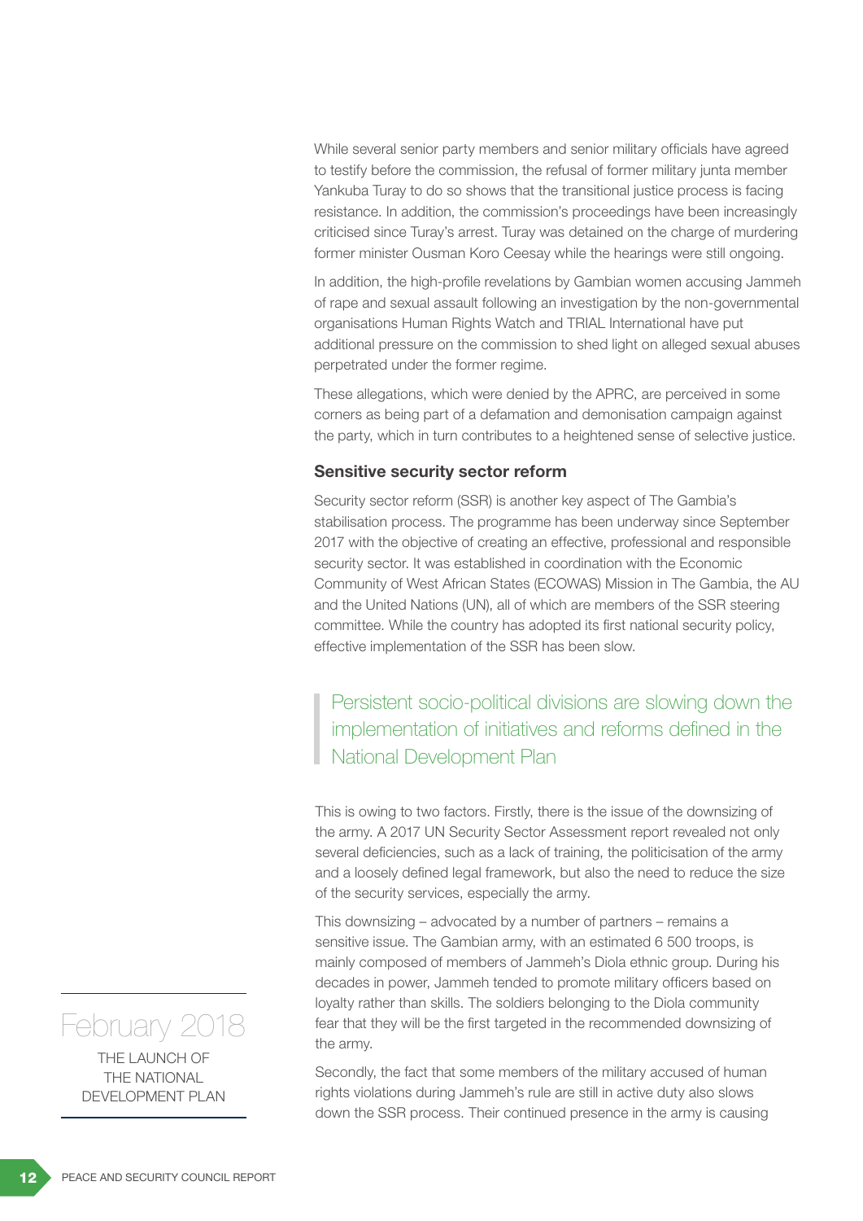While several senior party members and senior military officials have agreed to testify before the commission, the refusal of former military junta member Yankuba Turay to do so shows that the transitional justice process is facing resistance. In addition, the commission's proceedings have been increasingly criticised since Turay's arrest. Turay was detained on the charge of murdering former minister Ousman Koro Ceesay while the hearings were still ongoing.

In addition, the high-profile revelations by Gambian women accusing Jammeh of rape and sexual assault following an investigation by the non-governmental organisations Human Rights Watch and TRIAL International have put additional pressure on the commission to shed light on alleged sexual abuses perpetrated under the former regime.

These allegations, which were denied by the APRC, are perceived in some corners as being part of a defamation and demonisation campaign against the party, which in turn contributes to a heightened sense of selective justice.

### Sensitive security sector reform

Security sector reform (SSR) is another key aspect of The Gambia's stabilisation process. The programme has been underway since September 2017 with the objective of creating an effective, professional and responsible security sector. It was established in coordination with the Economic Community of West African States (ECOWAS) Mission in The Gambia, the AU and the United Nations (UN), all of which are members of the SSR steering committee. While the country has adopted its first national security policy, effective implementation of the SSR has been slow.

> Persistent socio-political divisions are slowing down the implementation of initiatives and reforms defined in the National Development Plan

This is owing to two factors. Firstly, there is the issue of the downsizing of the army. A 2017 UN Security Sector Assessment report revealed not only several deficiencies, such as a lack of training, the politicisation of the army and a loosely defined legal framework, but also the need to reduce the size of the security services, especially the army.

This downsizing – advocated by a number of partners – remains a sensitive issue. The Gambian army, with an estimated 6 500 troops, is mainly composed of members of Jammeh's Diola ethnic group. During his decades in power, Jammeh tended to promote military officers based on loyalty rather than skills. The soldiers belonging to the Diola community fear that they will be the first targeted in the recommended downsizing of the army.

February 2018

THE LAUNCH OF THE NATIONAL DEVELOPMENT PLAN

Secondly, the fact that some members of the military accused of human rights violations during Jammeh's rule are still in active duty also slows down the SSR process. Their continued presence in the army is causing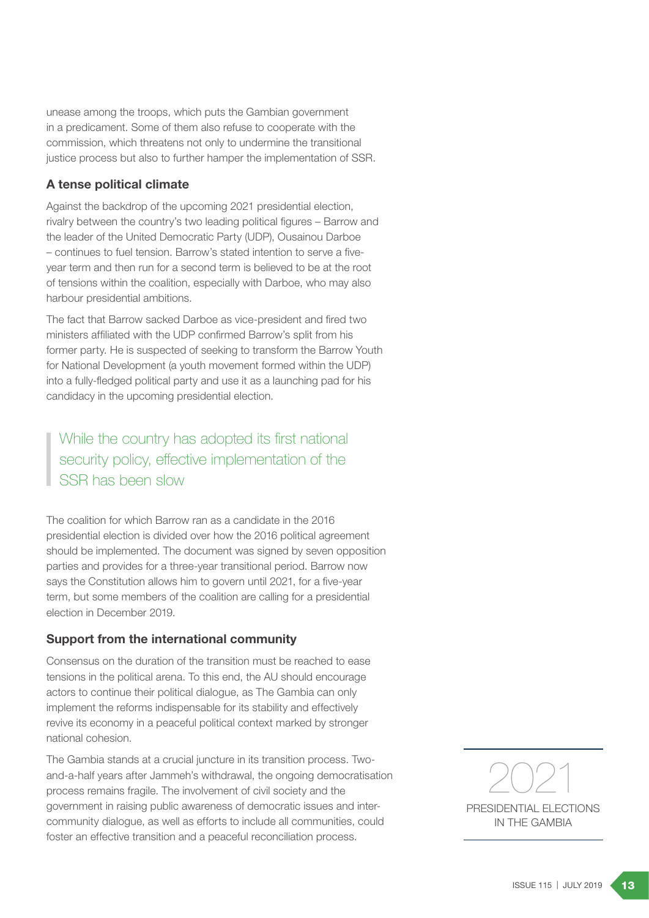unease among the troops, which puts the Gambian government in a predicament. Some of them also refuse to cooperate with the commission, which threatens not only to undermine the transitional justice process but also to further hamper the implementation of SSR.

### A tense political climate

Against the backdrop of the upcoming 2021 presidential election, rivalry between the country's two leading political figures – Barrow and the leader of the United Democratic Party (UDP), Ousainou Darboe – continues to fuel tension. Barrow's stated intention to serve a five-year term and then run for a second term is believed to be at the root of tensions within the coalition, especially with Darboe, who may also harbour presidential ambitions.

The fact that Barrow sacked Darboe as vice-president and fired two ministers affiliated with the UDP confirmed Barrow's split from his former party. He is suspected of seeking to transform the Barrow Youth for National Development (a youth movement formed within the UDP) into a fully-fledged political party and use it as a launching pad for his candidacy in the upcoming presidential election.

> While the country has adopted its first national security policy, effective implementation of the SSR has been slow

The coalition for which Barrow ran as a candidate in the 2016 presidential election is divided over how the 2016 political agreement should be implemented. The document was signed by seven opposition parties and provides for a three-year transitional period. Barrow now says the Constitution allows him to govern until 2021, for a five-year term, but some members of the coalition are calling for a presidential election in December 2019.

### Support from the international community

Consensus on the duration of the transition must be reached to ease tensions in the political arena. To this end, the AU should encourage actors to continue their political dialogue, as The Gambia can only implement the reforms indispensable for its stability and effectively revive its economy in a peaceful political context marked by stronger national cohesion.

The Gambia stands at a crucial juncture in its transition process. Two-and-a-half years after Jammeh's withdrawal, the ongoing democratisation process remains fragile. The involvement of civil society and the government in raising public awareness of democratic issues and inter-community dialogue, as well as efforts to include all communities, could foster an effective transition and a peaceful reconciliation process.

**2021**

PRESIDENTIAL ELECTIONS IN THE GAMBIA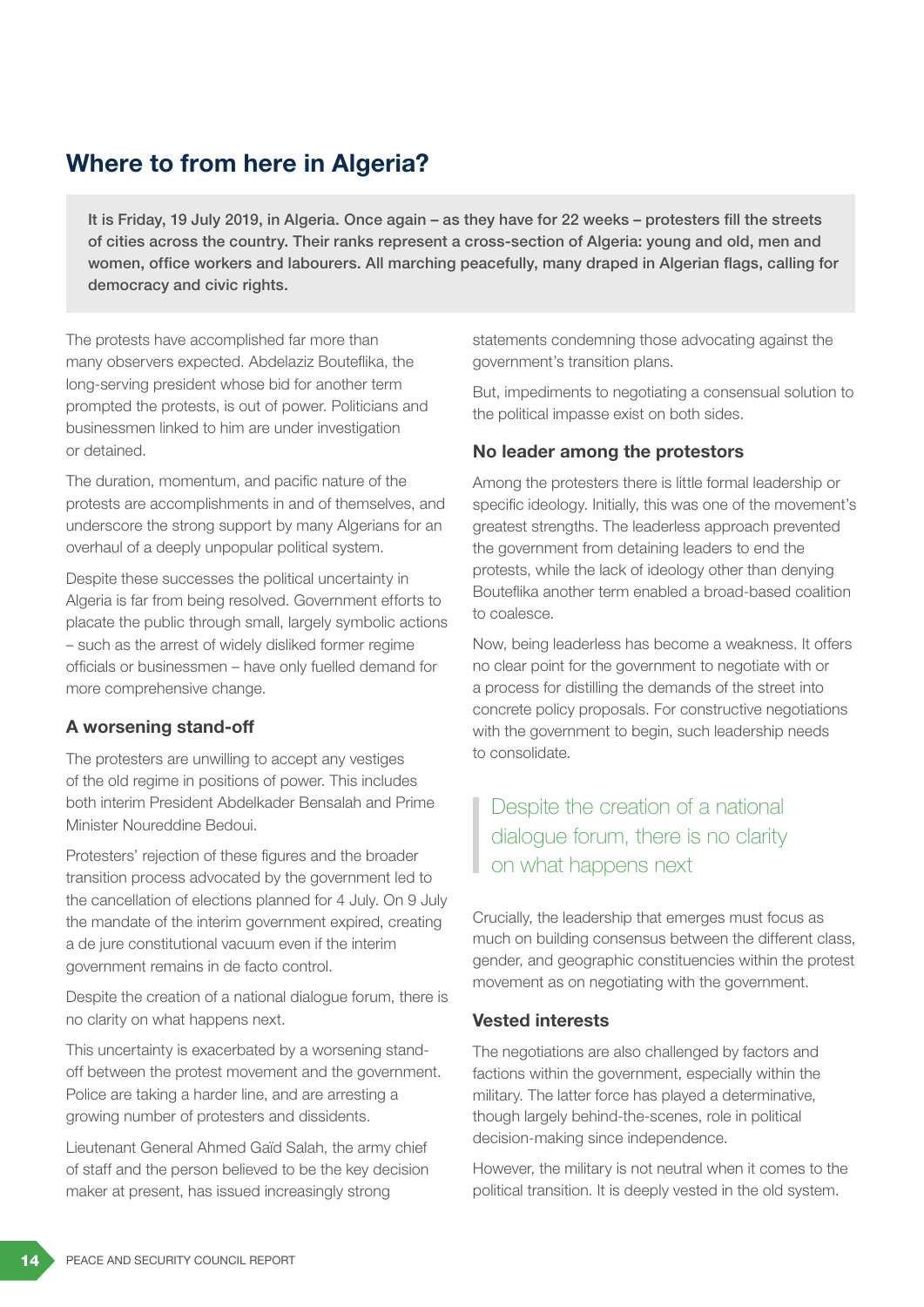## Where to from here in Algeria?

**It is Friday, 19 July 2019, in Algeria. Once again – as they have for 22 weeks – protesters fill the streets of cities across the country. Their ranks represent a cross-section of Algeria: young and old, men and women, office workers and labourers. All marching peacefully, many draped in Algerian flags, calling for democracy and civic rights.**

The protests have accomplished far more than many observers expected. Abdelaziz Bouteflika, the long-serving president whose bid for another term prompted the protests, is out of power. Politicians and businessmen linked to him are under investigation or detained.

The duration, momentum, and pacific nature of the protests are accomplishments in and of themselves, and underscore the strong support by many Algerians for an overhaul of a deeply unpopular political system.

Despite these successes the political uncertainty in Algeria is far from being resolved. Government efforts to placate the public through small, largely symbolic actions – such as the arrest of widely disliked former regime officials or businessmen – have only fuelled demand for more comprehensive change.

### A worsening stand-off

The protesters are unwilling to accept any vestiges of the old regime in positions of power. This includes both interim President Abdelkader Bensalah and Prime Minister Noureddine Bedoui.

Protesters' rejection of these figures and the broader transition process advocated by the government led to the cancellation of elections planned for 4 July. On 9 July the mandate of the interim government expired, creating a de jure constitutional vacuum even if the interim government remains in de facto control.

Despite the creation of a national dialogue forum, there is no clarity on what happens next.

This uncertainty is exacerbated by a worsening stand-off between the protest movement and the government. Police are taking a harder line, and are arresting a growing number of protesters and dissidents.

Lieutenant General Ahmed Gaïd Salah, the army chief of staff and the person believed to be the key decision maker at present, has issued increasingly strong statements condemning those advocating against the government's transition plans.

But, impediments to negotiating a consensual solution to the political impasse exist on both sides.

### No leader among the protestors

Among the protesters there is little formal leadership or specific ideology. Initially, this was one of the movement's greatest strengths. The leaderless approach prevented the government from detaining leaders to end the protests, while the lack of ideology other than denying Bouteflika another term enabled a broad-based coalition to coalesce.

Now, being leaderless has become a weakness. It offers no clear point for the government to negotiate with or a process for distilling the demands of the street into concrete policy proposals. For constructive negotiations with the government to begin, such leadership needs to consolidate.

> Despite the creation of a national dialogue forum, there is no clarity on what happens next

Crucially, the leadership that emerges must focus as much on building consensus between the different class, gender, and geographic constituencies within the protest movement as on negotiating with the government.

### Vested interests

The negotiations are also challenged by factors and factions within the government, especially within the military. The latter force has played a determinative, though largely behind-the-scenes, role in political decision-making since independence.

However, the military is not neutral when it comes to the political transition. It is deeply vested in the old system.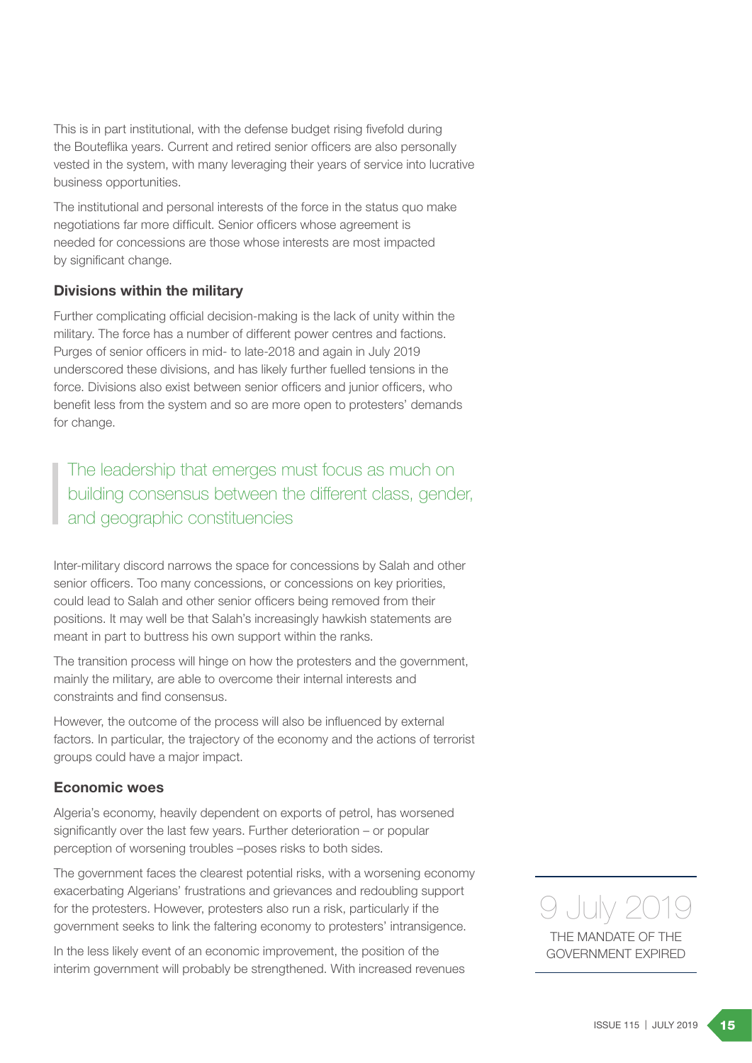This is in part institutional, with the defense budget rising fivefold during the Bouteflika years. Current and retired senior officers are also personally vested in the system, with many leveraging their years of service into lucrative business opportunities.

The institutional and personal interests of the force in the status quo make negotiations far more difficult. Senior officers whose agreement is needed for concessions are those whose interests are most impacted by significant change.

### Divisions within the military

Further complicating official decision-making is the lack of unity within the military. The force has a number of different power centres and factions. Purges of senior officers in mid- to late-2018 and again in July 2019 underscored these divisions, and has likely further fuelled tensions in the force. Divisions also exist between senior officers and junior officers, who benefit less from the system and so are more open to protesters' demands for change.

> The leadership that emerges must focus as much on building consensus between the different class, gender, and geographic constituencies

Inter-military discord narrows the space for concessions by Salah and other senior officers. Too many concessions, or concessions on key priorities, could lead to Salah and other senior officers being removed from their positions. It may well be that Salah's increasingly hawkish statements are meant in part to buttress his own support within the ranks.

The transition process will hinge on how the protesters and the government, mainly the military, are able to overcome their internal interests and constraints and find consensus.

However, the outcome of the process will also be influenced by external factors. In particular, the trajectory of the economy and the actions of terrorist groups could have a major impact.

### Economic woes

Algeria's economy, heavily dependent on exports of petrol, has worsened significantly over the last few years. Further deterioration – or popular perception of worsening troubles –poses risks to both sides.

The government faces the clearest potential risks, with a worsening economy exacerbating Algerians' frustrations and grievances and redoubling support for the protesters. However, protesters also run a risk, particularly if the government seeks to link the faltering economy to protesters' intransigence.

In the less likely event of an economic improvement, the position of the interim government will probably be strengthened. With increased revenues

> **9 July 2019**
> THE MANDATE OF THE GOVERNMENT EXPIRED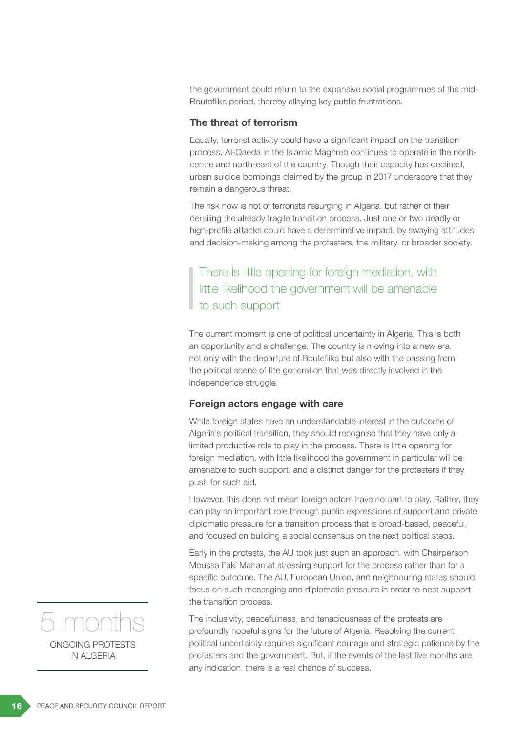the government could return to the expansive social programmes of the mid-Bouteflika period, thereby allaying key public frustrations.

### The threat of terrorism

Equally, terrorist activity could have a significant impact on the transition process. Al-Qaeda in the Islamic Maghreb continues to operate in the north-centre and north-east of the country. Though their capacity has declined, urban suicide bombings claimed by the group in 2017 underscore that they remain a dangerous threat.

The risk now is not of terrorists resurging in Algeria, but rather of their derailing the already fragile transition process. Just one or two deadly or high-profile attacks could have a determinative impact, by swaying attitudes and decision-making among the protesters, the military, or broader society.

> There is little opening for foreign mediation, with little likelihood the government will be amenable to such support

The current moment is one of political uncertainty in Algeria, This is both an opportunity and a challenge. The country is moving into a new era, not only with the departure of Bouteflika but also with the passing from the political scene of the generation that was directly involved in the independence struggle.

### Foreign actors engage with care

While foreign states have an understandable interest in the outcome of Algeria's political transition, they should recognise that they have only a limited productive role to play in the process. There is little opening for foreign mediation, with little likelihood the government in particular will be amenable to such support, and a distinct danger for the protesters if they push for such aid.

However, this does not mean foreign actors have no part to play. Rather, they can play an important role through public expressions of support and private diplomatic pressure for a transition process that is broad-based, peaceful, and focused on building a social consensus on the next political steps.

Early in the protests, the AU took just such an approach, with Chairperson Moussa Faki Mahamat stressing support for the process rather than for a specific outcome. The AU, European Union, and neighbouring states should focus on such messaging and diplomatic pressure in order to best support the transition process.

The inclusivity, peacefulness, and tenaciousness of the protests are profoundly hopeful signs for the future of Algeria. Resolving the current political uncertainty requires significant courage and strategic patience by the protesters and the government. But, if the events of the last five months are any indication, there is a real chance of success.

**5 months**

ONGOING PROTESTS IN ALGERIA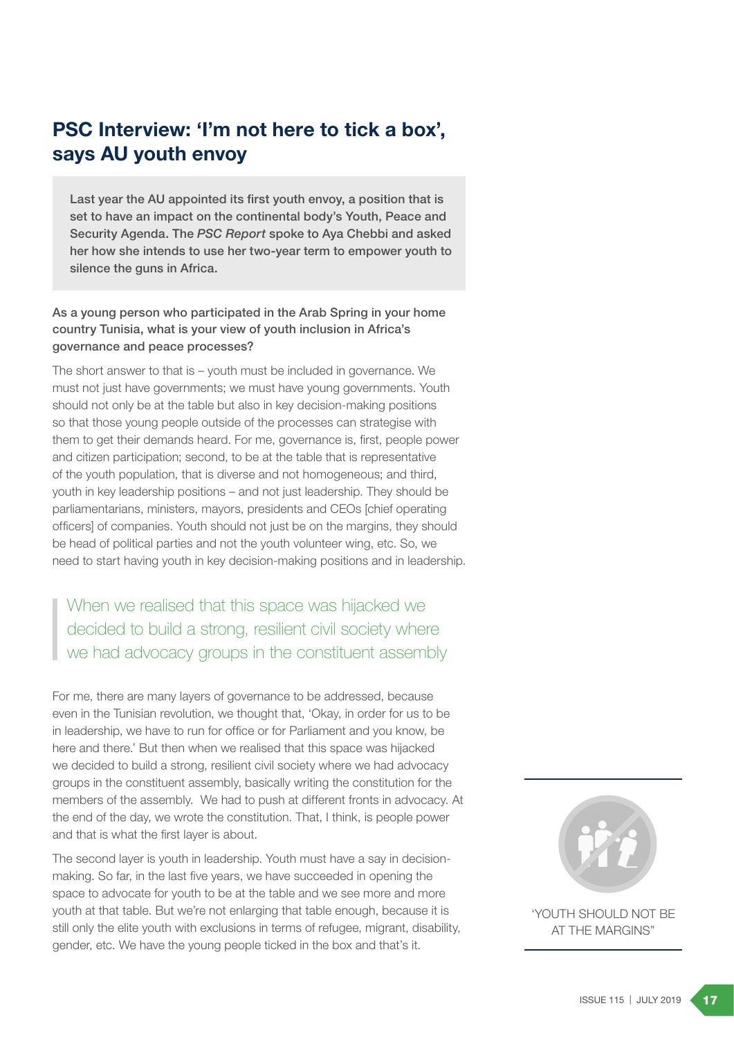## PSC Interview: 'I'm not here to tick a box', says AU youth envoy

**Last year the AU appointed its first youth envoy, a position that is set to have an impact on the continental body's Youth, Peace and Security Agenda. The *PSC Report* spoke to Aya Chebbi and asked her how she intends to use her two-year term to empower youth to silence the guns in Africa.**

**As a young person who participated in the Arab Spring in your home country Tunisia, what is your view of youth inclusion in Africa's governance and peace processes?**

The short answer to that is – youth must be included in governance. We must not just have governments; we must have young governments. Youth should not only be at the table but also in key decision-making positions so that those young people outside of the processes can strategise with them to get their demands heard. For me, governance is, first, people power and citizen participation; second, to be at the table that is representative of the youth population, that is diverse and not homogeneous; and third, youth in key leadership positions – and not just leadership. They should be parliamentarians, ministers, mayors, presidents and CEOs [chief operating officers] of companies. Youth should not just be on the margins, they should be head of political parties and not the youth volunteer wing, etc. So, we need to start having youth in key decision-making positions and in leadership.

> When we realised that this space was hijacked we decided to build a strong, resilient civil society where we had advocacy groups in the constituent assembly

For me, there are many layers of governance to be addressed, because even in the Tunisian revolution, we thought that, 'Okay, in order for us to be in leadership, we have to run for office or for Parliament and you know, be here and there.' But then when we realised that this space was hijacked we decided to build a strong, resilient civil society where we had advocacy groups in the constituent assembly, basically writing the constitution for the members of the assembly. We had to push at different fronts in advocacy. At the end of the day, we wrote the constitution. That, I think, is people power and that is what the first layer is about.

The second layer is youth in leadership. Youth must have a say in decision-making. So far, in the last five years, we have succeeded in opening the space to advocate for youth to be at the table and we see more and more youth at that table. But we're not enlarging that table enough, because it is still only the elite youth with exclusions in terms of refugee, migrant, disability, gender, etc. We have the young people ticked in the box and that's it.

'YOUTH SHOULD NOT BE AT THE MARGINS"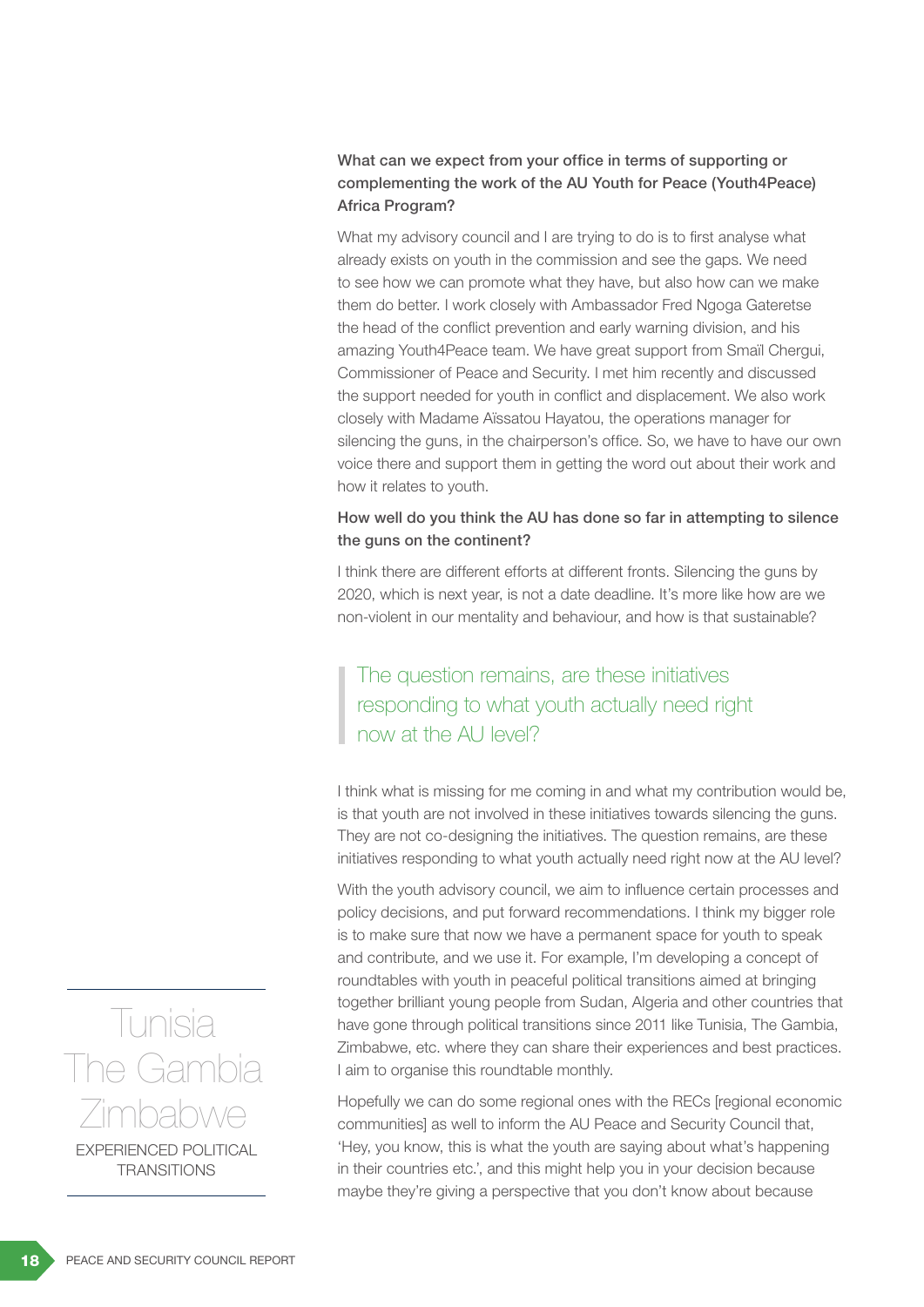**What can we expect from your office in terms of supporting or complementing the work of the AU Youth for Peace (Youth4Peace) Africa Program?**

What my advisory council and I are trying to do is to first analyse what already exists on youth in the commission and see the gaps. We need to see how we can promote what they have, but also how can we make them do better. I work closely with Ambassador Fred Ngoga Gateretse the head of the conflict prevention and early warning division, and his amazing Youth4Peace team. We have great support from Smaïl Chergui, Commissioner of Peace and Security. I met him recently and discussed the support needed for youth in conflict and displacement. We also work closely with Madame Aïssatou Hayatou, the operations manager for silencing the guns, in the chairperson's office. So, we have to have our own voice there and support them in getting the word out about their work and how it relates to youth.

**How well do you think the AU has done so far in attempting to silence the guns on the continent?**

I think there are different efforts at different fronts. Silencing the guns by 2020, which is next year, is not a date deadline. It's more like how are we non-violent in our mentality and behaviour, and how is that sustainable?

> The question remains, are these initiatives responding to what youth actually need right now at the AU level?

I think what is missing for me coming in and what my contribution would be, is that youth are not involved in these initiatives towards silencing the guns. They are not co-designing the initiatives. The question remains, are these initiatives responding to what youth actually need right now at the AU level?

With the youth advisory council, we aim to influence certain processes and policy decisions, and put forward recommendations. I think my bigger role is to make sure that now we have a permanent space for youth to speak and contribute, and we use it. For example, I'm developing a concept of roundtables with youth in peaceful political transitions aimed at bringing together brilliant young people from Sudan, Algeria and other countries that have gone through political transitions since 2011 like Tunisia, The Gambia, Zimbabwe, etc. where they can share their experiences and best practices. I aim to organise this roundtable monthly.

Tunisia
The Gambia
Zimbabwe
EXPERIENCED POLITICAL TRANSITIONS

Hopefully we can do some regional ones with the RECs [regional economic communities] as well to inform the AU Peace and Security Council that, 'Hey, you know, this is what the youth are saying about what's happening in their countries etc.', and this might help you in your decision because maybe they're giving a perspective that you don't know about because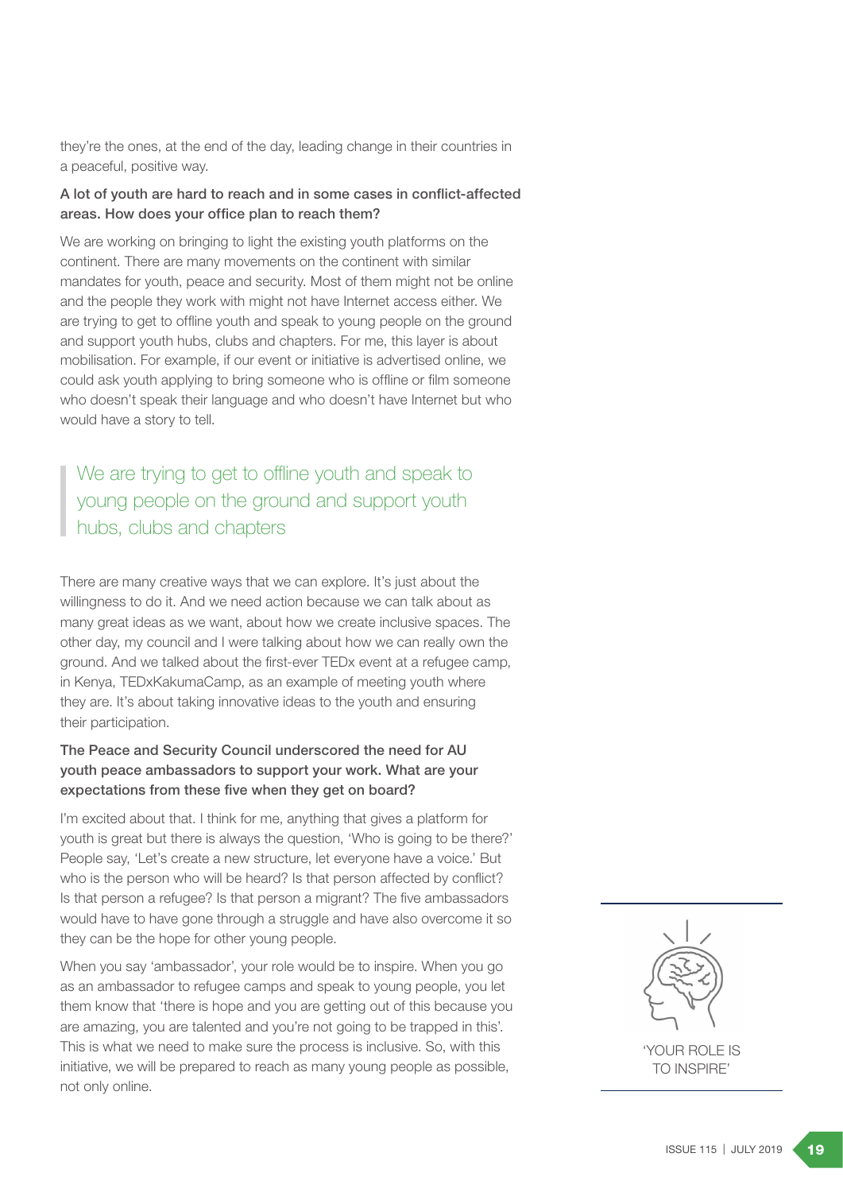they're the ones, at the end of the day, leading change in their countries in a peaceful, positive way.

**A lot of youth are hard to reach and in some cases in conflict-affected areas. How does your office plan to reach them?**

We are working on bringing to light the existing youth platforms on the continent. There are many movements on the continent with similar mandates for youth, peace and security. Most of them might not be online and the people they work with might not have Internet access either. We are trying to get to offline youth and speak to young people on the ground and support youth hubs, clubs and chapters. For me, this layer is about mobilisation. For example, if our event or initiative is advertised online, we could ask youth applying to bring someone who is offline or film someone who doesn't speak their language and who doesn't have Internet but who would have a story to tell.

> We are trying to get to offline youth and speak to young people on the ground and support youth hubs, clubs and chapters

There are many creative ways that we can explore. It's just about the willingness to do it. And we need action because we can talk about as many great ideas as we want, about how we create inclusive spaces. The other day, my council and I were talking about how we can really own the ground. And we talked about the first-ever TEDx event at a refugee camp, in Kenya, TEDxKakumaCamp, as an example of meeting youth where they are. It's about taking innovative ideas to the youth and ensuring their participation.

**The Peace and Security Council underscored the need for AU youth peace ambassadors to support your work. What are your expectations from these five when they get on board?**

I'm excited about that. I think for me, anything that gives a platform for youth is great but there is always the question, 'Who is going to be there?' People say, 'Let's create a new structure, let everyone have a voice.' But who is the person who will be heard? Is that person affected by conflict? Is that person a refugee? Is that person a migrant? The five ambassadors would have to have gone through a struggle and have also overcome it so they can be the hope for other young people.

When you say 'ambassador', your role would be to inspire. When you go as an ambassador to refugee camps and speak to young people, you let them know that 'there is hope and you are getting out of this because you are amazing, you are talented and you're not going to be trapped in this'. This is what we need to make sure the process is inclusive. So, with this initiative, we will be prepared to reach as many young people as possible, not only online.

'YOUR ROLE IS TO INSPIRE'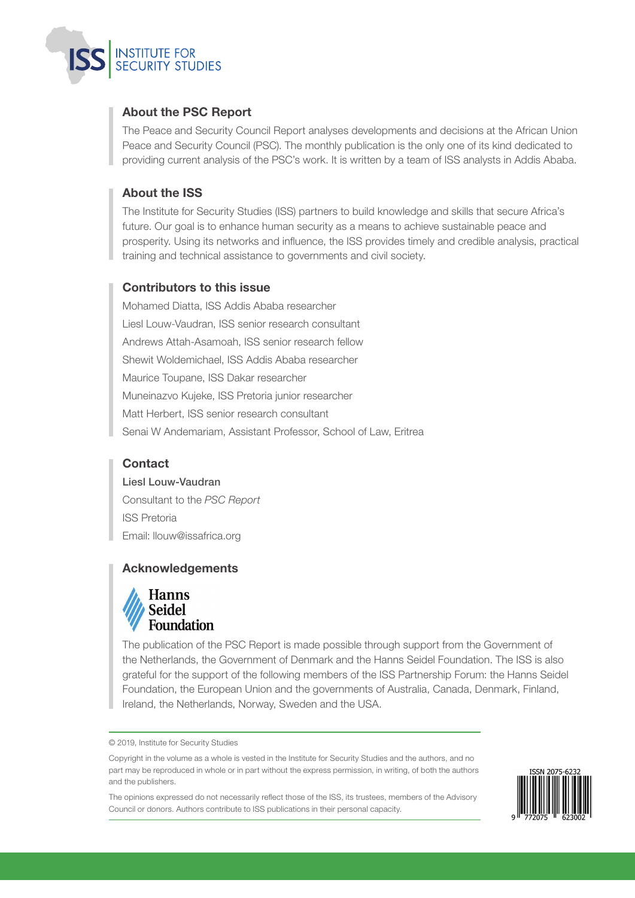## About the PSC Report

The Peace and Security Council Report analyses developments and decisions at the African Union Peace and Security Council (PSC). The monthly publication is the only one of its kind dedicated to providing current analysis of the PSC's work. It is written by a team of ISS analysts in Addis Ababa.

## About the ISS

The Institute for Security Studies (ISS) partners to build knowledge and skills that secure Africa's future. Our goal is to enhance human security as a means to achieve sustainable peace and prosperity. Using its networks and influence, the ISS provides timely and credible analysis, practical training and technical assistance to governments and civil society.

## Contributors to this issue

Mohamed Diatta, ISS Addis Ababa researcher

Liesl Louw-Vaudran, ISS senior research consultant

Andrews Attah-Asamoah, ISS senior research fellow

Shewit Woldemichael, ISS Addis Ababa researcher

Maurice Toupane, ISS Dakar researcher

Muneinazvo Kujeke, ISS Pretoria junior researcher

Matt Herbert, ISS senior research consultant

Senai W Andemariam, Assistant Professor, School of Law, Eritrea

## Contact

Liesl Louw-Vaudran

Consultant to the *PSC Report*

ISS Pretoria

Email: llouw@issafrica.org

## Acknowledgements

Hanns Seidel Foundation

The publication of the PSC Report is made possible through support from the Government of the Netherlands, the Government of Denmark and the Hanns Seidel Foundation. The ISS is also grateful for the support of the following members of the ISS Partnership Forum: the Hanns Seidel Foundation, the European Union and the governments of Australia, Canada, Denmark, Finland, Ireland, the Netherlands, Norway, Sweden and the USA.

© 2019, Institute for Security Studies

Copyright in the volume as a whole is vested in the Institute for Security Studies and the authors, and no part may be reproduced in whole or in part without the express permission, in writing, of both the authors and the publishers.

The opinions expressed do not necessarily reflect those of the ISS, its trustees, members of the Advisory Council or donors. Authors contribute to ISS publications in their personal capacity.

ISSN 2075-6232